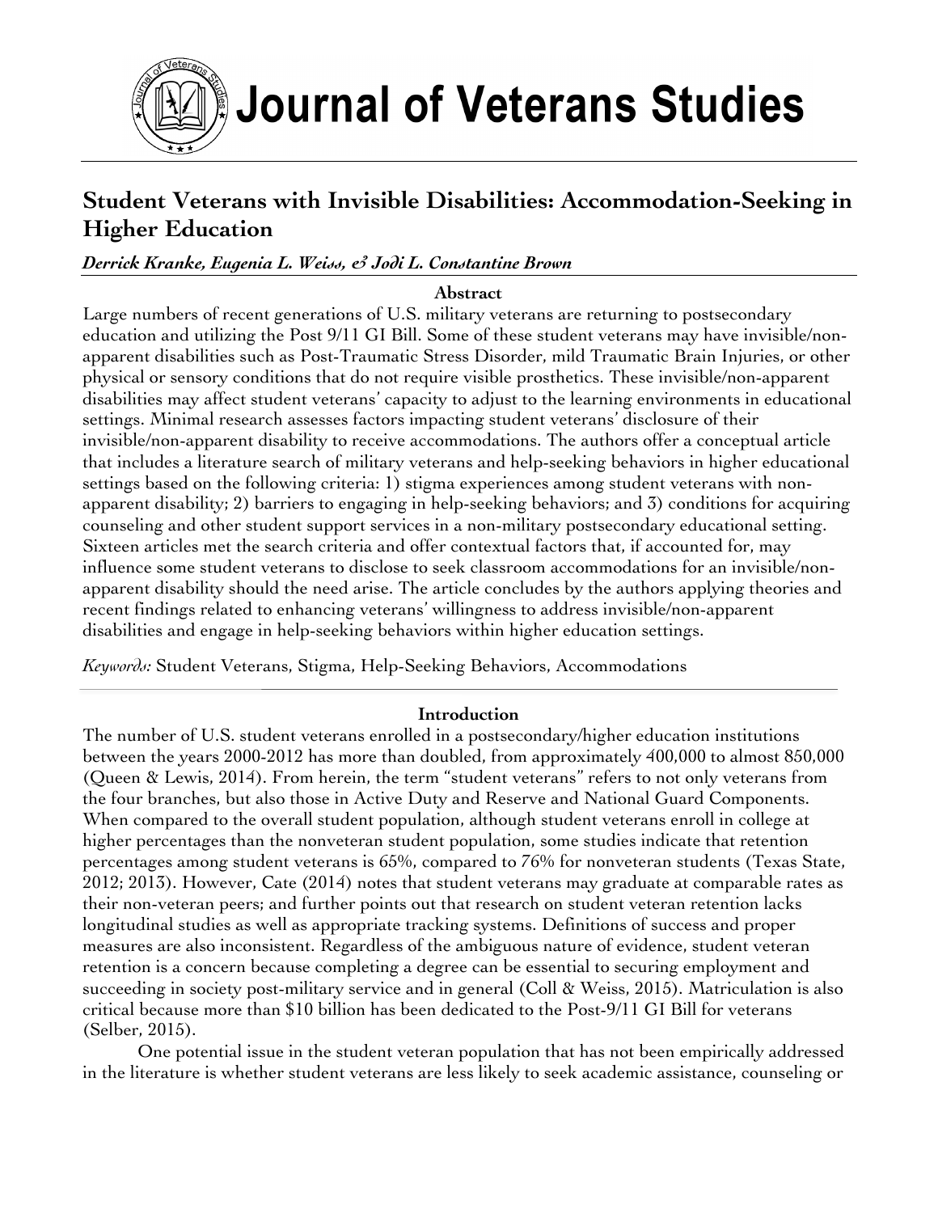# Journal of Veterans Studies

## Student Veterans with Invisible Disabilities: Accommodation-Seeking in Higher Education

***Derrick Kranke, Eugenia L. Weiss, & Jodi L. Constantine Brown***

**Abstract**

Large numbers of recent generations of U.S. military veterans are returning to postsecondary education and utilizing the Post 9/11 GI Bill. Some of these student veterans may have invisible/non-apparent disabilities such as Post-Traumatic Stress Disorder, mild Traumatic Brain Injuries, or other physical or sensory conditions that do not require visible prosthetics. These invisible/non-apparent disabilities may affect student veterans' capacity to adjust to the learning environments in educational settings. Minimal research assesses factors impacting student veterans' disclosure of their invisible/non-apparent disability to receive accommodations. The authors offer a conceptual article that includes a literature search of military veterans and help-seeking behaviors in higher educational settings based on the following criteria: 1) stigma experiences among student veterans with non-apparent disability; 2) barriers to engaging in help-seeking behaviors; and 3) conditions for acquiring counseling and other student support services in a non-military postsecondary educational setting. Sixteen articles met the search criteria and offer contextual factors that, if accounted for, may influence some student veterans to disclose to seek classroom accommodations for an invisible/non-apparent disability should the need arise. The article concludes by the authors applying theories and recent findings related to enhancing veterans' willingness to address invisible/non-apparent disabilities and engage in help-seeking behaviors within higher education settings.

*Keywords:* Student Veterans, Stigma, Help-Seeking Behaviors, Accommodations

**Introduction**

The number of U.S. student veterans enrolled in a postsecondary/higher education institutions between the years 2000-2012 has more than doubled, from approximately 400,000 to almost 850,000 (Queen & Lewis, 2014). From herein, the term "student veterans" refers to not only veterans from the four branches, but also those in Active Duty and Reserve and National Guard Components. When compared to the overall student population, although student veterans enroll in college at higher percentages than the nonveteran student population, some studies indicate that retention percentages among student veterans is 65%, compared to 76% for nonveteran students (Texas State, 2012; 2013). However, Cate (2014) notes that student veterans may graduate at comparable rates as their non-veteran peers; and further points out that research on student veteran retention lacks longitudinal studies as well as appropriate tracking systems. Definitions of success and proper measures are also inconsistent. Regardless of the ambiguous nature of evidence, student veteran retention is a concern because completing a degree can be essential to securing employment and succeeding in society post-military service and in general (Coll & Weiss, 2015). Matriculation is also critical because more than $10 billion has been dedicated to the Post-9/11 GI Bill for veterans (Selber, 2015).

One potential issue in the student veteran population that has not been empirically addressed in the literature is whether student veterans are less likely to seek academic assistance, counseling or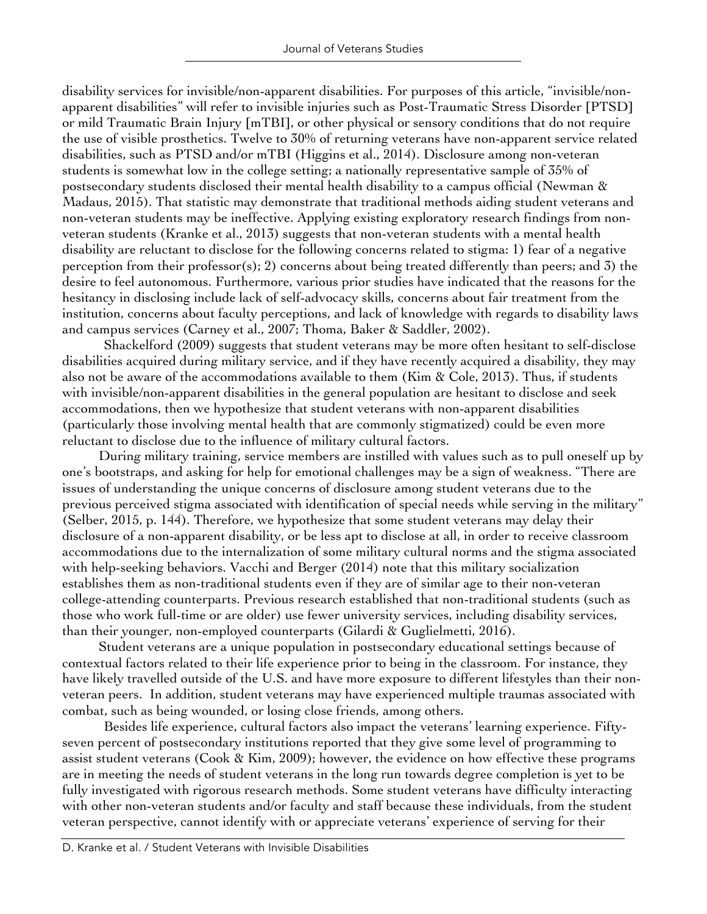disability services for invisible/non-apparent disabilities. For purposes of this article, "invisible/non-apparent disabilities" will refer to invisible injuries such as Post-Traumatic Stress Disorder [PTSD] or mild Traumatic Brain Injury [mTBI], or other physical or sensory conditions that do not require the use of visible prosthetics. Twelve to 30% of returning veterans have non-apparent service related disabilities, such as PTSD and/or mTBI (Higgins et al., 2014). Disclosure among non-veteran students is somewhat low in the college setting; a nationally representative sample of 35% of postsecondary students disclosed their mental health disability to a campus official (Newman & Madaus, 2015). That statistic may demonstrate that traditional methods aiding student veterans and non-veteran students may be ineffective. Applying existing exploratory research findings from non-veteran students (Kranke et al., 2013) suggests that non-veteran students with a mental health disability are reluctant to disclose for the following concerns related to stigma: 1) fear of a negative perception from their professor(s); 2) concerns about being treated differently than peers; and 3) the desire to feel autonomous. Furthermore, various prior studies have indicated that the reasons for the hesitancy in disclosing include lack of self-advocacy skills, concerns about fair treatment from the institution, concerns about faculty perceptions, and lack of knowledge with regards to disability laws and campus services (Carney et al., 2007; Thoma, Baker & Saddler, 2002).

Shackelford (2009) suggests that student veterans may be more often hesitant to self-disclose disabilities acquired during military service, and if they have recently acquired a disability, they may also not be aware of the accommodations available to them (Kim & Cole, 2013). Thus, if students with invisible/non-apparent disabilities in the general population are hesitant to disclose and seek accommodations, then we hypothesize that student veterans with non-apparent disabilities (particularly those involving mental health that are commonly stigmatized) could be even more reluctant to disclose due to the influence of military cultural factors.

During military training, service members are instilled with values such as to pull oneself up by one's bootstraps, and asking for help for emotional challenges may be a sign of weakness. "There are issues of understanding the unique concerns of disclosure among student veterans due to the previous perceived stigma associated with identification of special needs while serving in the military" (Selber, 2015, p. 144). Therefore, we hypothesize that some student veterans may delay their disclosure of a non-apparent disability, or be less apt to disclose at all, in order to receive classroom accommodations due to the internalization of some military cultural norms and the stigma associated with help-seeking behaviors. Vacchi and Berger (2014) note that this military socialization establishes them as non-traditional students even if they are of similar age to their non-veteran college-attending counterparts. Previous research established that non-traditional students (such as those who work full-time or are older) use fewer university services, including disability services, than their younger, non-employed counterparts (Gilardi & Guglielmetti, 2016).

Student veterans are a unique population in postsecondary educational settings because of contextual factors related to their life experience prior to being in the classroom. For instance, they have likely travelled outside of the U.S. and have more exposure to different lifestyles than their non-veteran peers. In addition, student veterans may have experienced multiple traumas associated with combat, such as being wounded, or losing close friends, among others.

Besides life experience, cultural factors also impact the veterans' learning experience. Fifty-seven percent of postsecondary institutions reported that they give some level of programming to assist student veterans (Cook & Kim, 2009); however, the evidence on how effective these programs are in meeting the needs of student veterans in the long run towards degree completion is yet to be fully investigated with rigorous research methods. Some student veterans have difficulty interacting with other non-veteran students and/or faculty and staff because these individuals, from the student veteran perspective, cannot identify with or appreciate veterans' experience of serving for their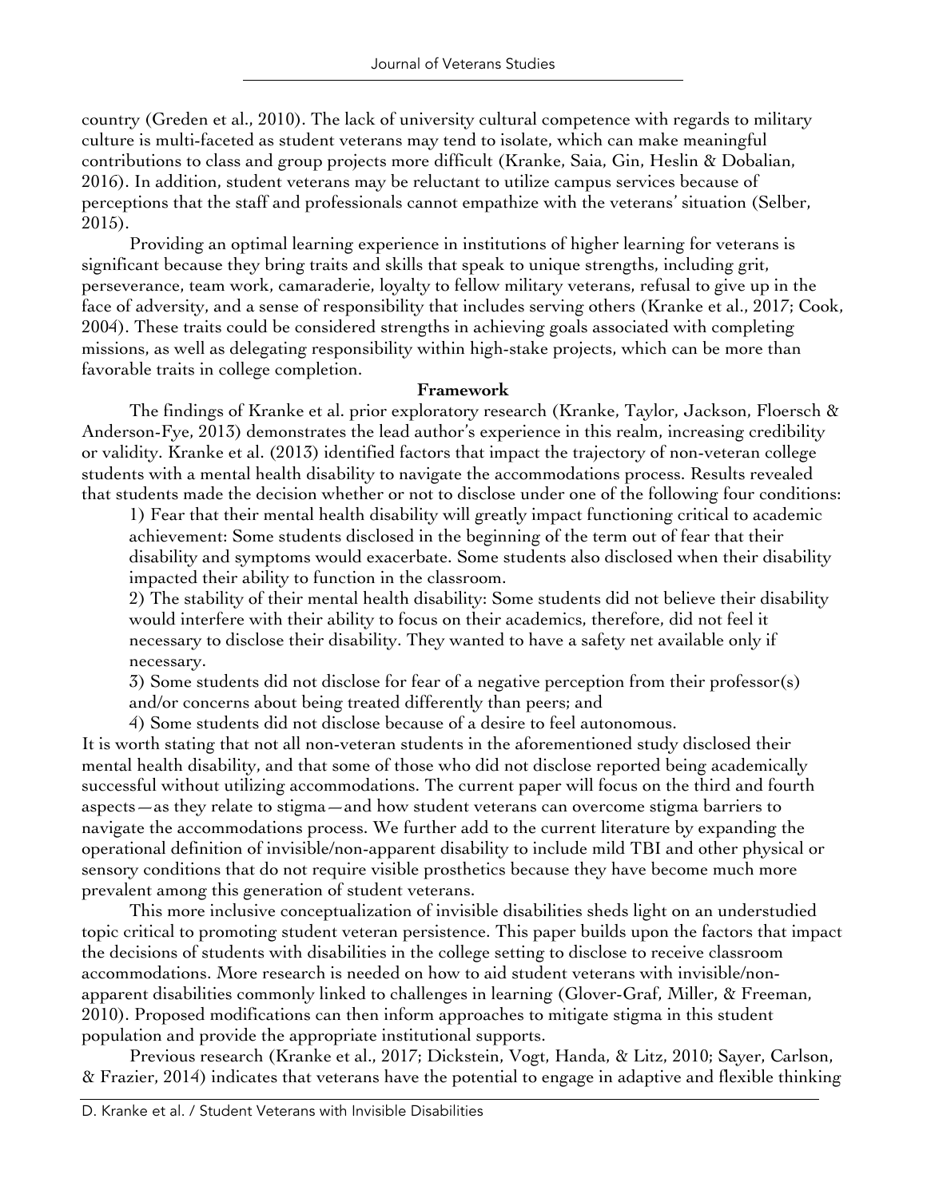country (Greden et al., 2010). The lack of university cultural competence with regards to military culture is multi-faceted as student veterans may tend to isolate, which can make meaningful contributions to class and group projects more difficult (Kranke, Saia, Gin, Heslin & Dobalian, 2016). In addition, student veterans may be reluctant to utilize campus services because of perceptions that the staff and professionals cannot empathize with the veterans' situation (Selber, 2015).

Providing an optimal learning experience in institutions of higher learning for veterans is significant because they bring traits and skills that speak to unique strengths, including grit, perseverance, team work, camaraderie, loyalty to fellow military veterans, refusal to give up in the face of adversity, and a sense of responsibility that includes serving others (Kranke et al., 2017; Cook, 2004). These traits could be considered strengths in achieving goals associated with completing missions, as well as delegating responsibility within high-stake projects, which can be more than favorable traits in college completion.

**Framework**

The findings of Kranke et al. prior exploratory research (Kranke, Taylor, Jackson, Floersch & Anderson-Fye, 2013) demonstrates the lead author's experience in this realm, increasing credibility or validity. Kranke et al. (2013) identified factors that impact the trajectory of non-veteran college students with a mental health disability to navigate the accommodations process. Results revealed that students made the decision whether or not to disclose under one of the following four conditions:

1) Fear that their mental health disability will greatly impact functioning critical to academic achievement: Some students disclosed in the beginning of the term out of fear that their disability and symptoms would exacerbate. Some students also disclosed when their disability impacted their ability to function in the classroom.

2) The stability of their mental health disability: Some students did not believe their disability would interfere with their ability to focus on their academics, therefore, did not feel it necessary to disclose their disability. They wanted to have a safety net available only if necessary.

3) Some students did not disclose for fear of a negative perception from their professor(s) and/or concerns about being treated differently than peers; and

4) Some students did not disclose because of a desire to feel autonomous.

It is worth stating that not all non-veteran students in the aforementioned study disclosed their mental health disability, and that some of those who did not disclose reported being academically successful without utilizing accommodations. The current paper will focus on the third and fourth aspects—as they relate to stigma—and how student veterans can overcome stigma barriers to navigate the accommodations process. We further add to the current literature by expanding the operational definition of invisible/non-apparent disability to include mild TBI and other physical or sensory conditions that do not require visible prosthetics because they have become much more prevalent among this generation of student veterans.

This more inclusive conceptualization of invisible disabilities sheds light on an understudied topic critical to promoting student veteran persistence. This paper builds upon the factors that impact the decisions of students with disabilities in the college setting to disclose to receive classroom accommodations. More research is needed on how to aid student veterans with invisible/non-apparent disabilities commonly linked to challenges in learning (Glover-Graf, Miller, & Freeman, 2010). Proposed modifications can then inform approaches to mitigate stigma in this student population and provide the appropriate institutional supports.

Previous research (Kranke et al., 2017; Dickstein, Vogt, Handa, & Litz, 2010; Sayer, Carlson, & Frazier, 2014) indicates that veterans have the potential to engage in adaptive and flexible thinking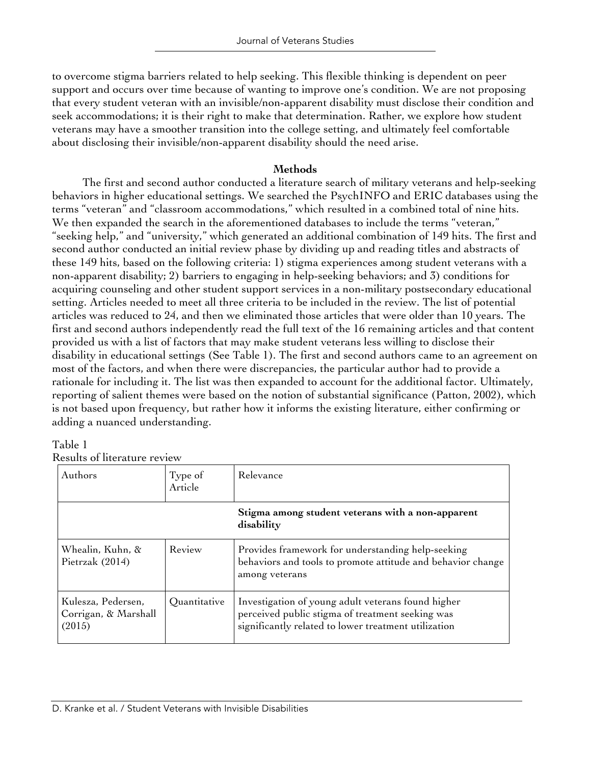to overcome stigma barriers related to help seeking. This flexible thinking is dependent on peer support and occurs over time because of wanting to improve one's condition. We are not proposing that every student veteran with an invisible/non-apparent disability must disclose their condition and seek accommodations; it is their right to make that determination. Rather, we explore how student veterans may have a smoother transition into the college setting, and ultimately feel comfortable about disclosing their invisible/non-apparent disability should the need arise.

## Methods

The first and second author conducted a literature search of military veterans and help-seeking behaviors in higher educational settings. We searched the PsychINFO and ERIC databases using the terms "veteran" and "classroom accommodations," which resulted in a combined total of nine hits. We then expanded the search in the aforementioned databases to include the terms "veteran," "seeking help," and "university," which generated an additional combination of 149 hits. The first and second author conducted an initial review phase by dividing up and reading titles and abstracts of these 149 hits, based on the following criteria: 1) stigma experiences among student veterans with a non-apparent disability; 2) barriers to engaging in help-seeking behaviors; and 3) conditions for acquiring counseling and other student support services in a non-military postsecondary educational setting. Articles needed to meet all three criteria to be included in the review. The list of potential articles was reduced to 24, and then we eliminated those articles that were older than 10 years. The first and second authors independently read the full text of the 16 remaining articles and that content provided us with a list of factors that may make student veterans less willing to disclose their disability in educational settings (See Table 1). The first and second authors came to an agreement on most of the factors, and when there were discrepancies, the particular author had to provide a rationale for including it. The list was then expanded to account for the additional factor. Ultimately, reporting of salient themes were based on the notion of substantial significance (Patton, 2002), which is not based upon frequency, but rather how it informs the existing literature, either confirming or adding a nuanced understanding.

Table 1
Results of literature review

| Authors | Type of Article | Relevance |
|---|---|---|
| | | **Stigma among student veterans with a non-apparent disability** |
| Whealin, Kuhn, & Pietrzak (2014) | Review | Provides framework for understanding help-seeking behaviors and tools to promote attitude and behavior change among veterans |
| Kulesza, Pedersen, Corrigan, & Marshall (2015) | Quantitative | Investigation of young adult veterans found higher perceived public stigma of treatment seeking was significantly related to lower treatment utilization |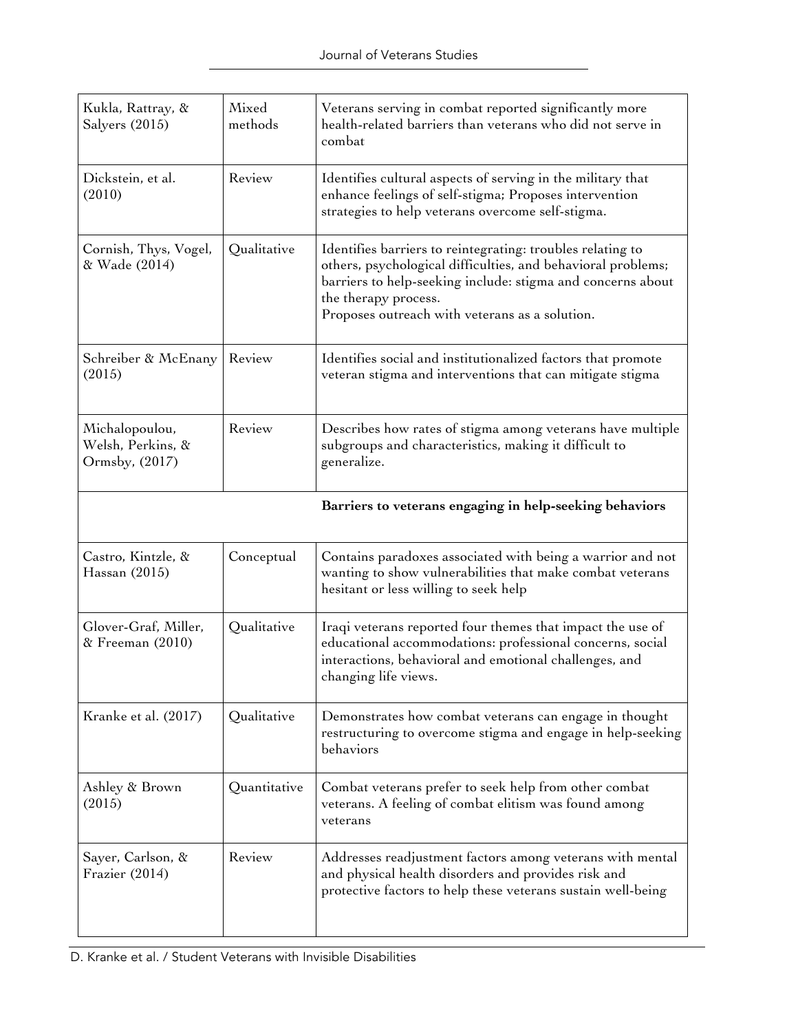| | | |
|---|---|---|
| Kukla, Rattray, & Salyers (2015) | Mixed methods | Veterans serving in combat reported significantly more health-related barriers than veterans who did not serve in combat |
| Dickstein, et al. (2010) | Review | Identifies cultural aspects of serving in the military that enhance feelings of self-stigma; Proposes intervention strategies to help veterans overcome self-stigma. |
| Cornish, Thys, Vogel, & Wade (2014) | Qualitative | Identifies barriers to reintegrating: troubles relating to others, psychological difficulties, and behavioral problems; barriers to help-seeking include: stigma and concerns about the therapy process. Proposes outreach with veterans as a solution. |
| Schreiber & McEnany (2015) | Review | Identifies social and institutionalized factors that promote veteran stigma and interventions that can mitigate stigma |
| Michalopoulou, Welsh, Perkins, & Ormsby, (2017) | Review | Describes how rates of stigma among veterans have multiple subgroups and characteristics, making it difficult to generalize. |
| | | **Barriers to veterans engaging in help-seeking behaviors** |
| Castro, Kintzle, & Hassan (2015) | Conceptual | Contains paradoxes associated with being a warrior and not wanting to show vulnerabilities that make combat veterans hesitant or less willing to seek help |
| Glover-Graf, Miller, & Freeman (2010) | Qualitative | Iraqi veterans reported four themes that impact the use of educational accommodations: professional concerns, social interactions, behavioral and emotional challenges, and changing life views. |
| Kranke et al. (2017) | Qualitative | Demonstrates how combat veterans can engage in thought restructuring to overcome stigma and engage in help-seeking behaviors |
| Ashley & Brown (2015) | Quantitative | Combat veterans prefer to seek help from other combat veterans. A feeling of combat elitism was found among veterans |
| Sayer, Carlson, & Frazier (2014) | Review | Addresses readjustment factors among veterans with mental and physical health disorders and provides risk and protective factors to help these veterans sustain well-being |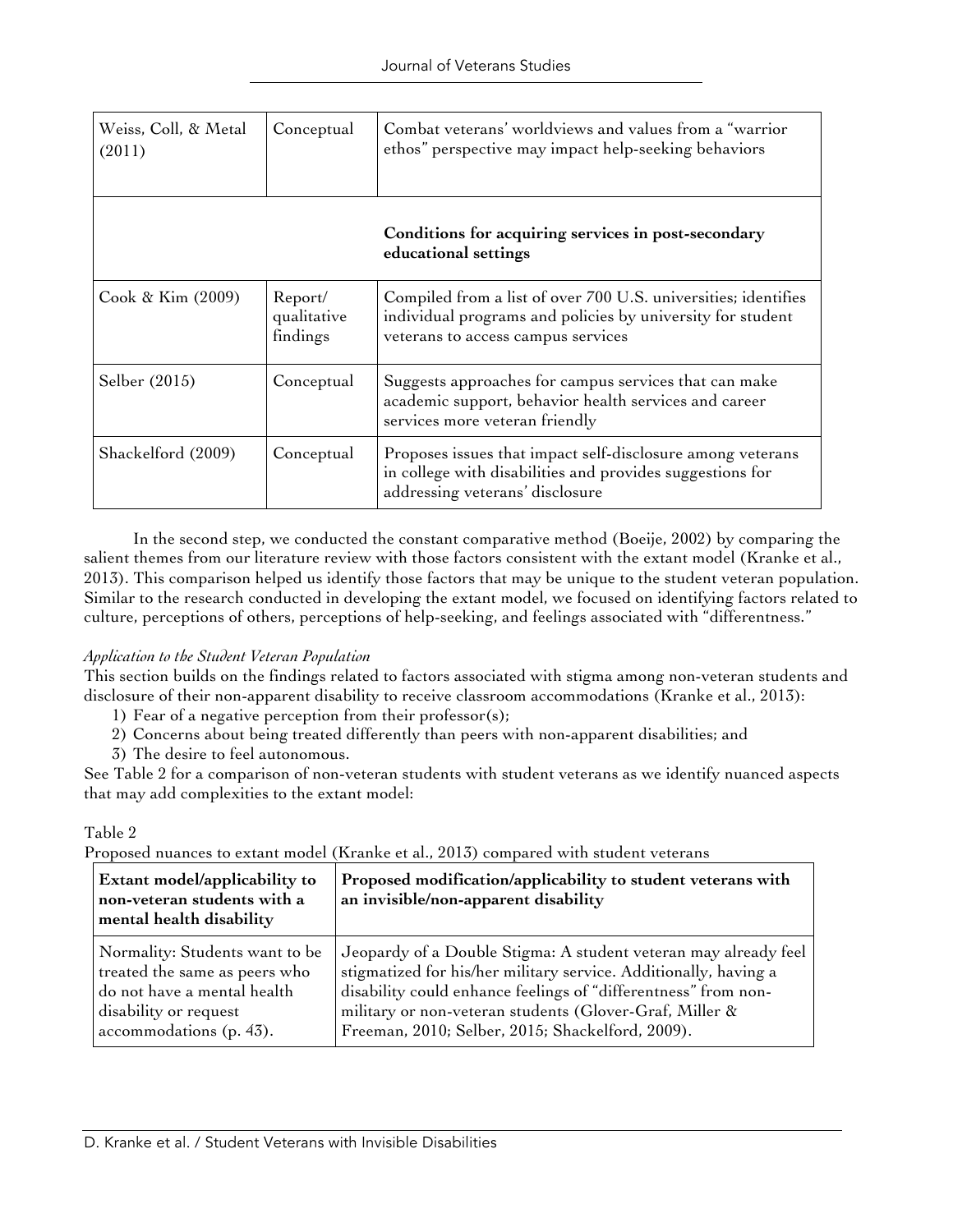| | | |
|---|---|---|
| Weiss, Coll, & Metal (2011) | Conceptual | Combat veterans' worldviews and values from a "warrior ethos" perspective may impact help-seeking behaviors |
| | | **Conditions for acquiring services in post-secondary educational settings** |
| Cook & Kim (2009) | Report/ qualitative findings | Compiled from a list of over 700 U.S. universities; identifies individual programs and policies by university for student veterans to access campus services |
| Selber (2015) | Conceptual | Suggests approaches for campus services that can make academic support, behavior health services and career services more veteran friendly |
| Shackelford (2009) | Conceptual | Proposes issues that impact self-disclosure among veterans in college with disabilities and provides suggestions for addressing veterans' disclosure |

In the second step, we conducted the constant comparative method (Boeije, 2002) by comparing the salient themes from our literature review with those factors consistent with the extant model (Kranke et al., 2013). This comparison helped us identify those factors that may be unique to the student veteran population. Similar to the research conducted in developing the extant model, we focused on identifying factors related to culture, perceptions of others, perceptions of help-seeking, and feelings associated with "differentness."

*Application to the Student Veteran Population*

This section builds on the findings related to factors associated with stigma among non-veteran students and disclosure of their non-apparent disability to receive classroom accommodations (Kranke et al., 2013):

1) Fear of a negative perception from their professor(s);
2) Concerns about being treated differently than peers with non-apparent disabilities; and
3) The desire to feel autonomous.

See Table 2 for a comparison of non-veteran students with student veterans as we identify nuanced aspects that may add complexities to the extant model:

Table 2

Proposed nuances to extant model (Kranke et al., 2013) compared with student veterans

| **Extant model/applicability to non-veteran students with a mental health disability** | **Proposed modification/applicability to student veterans with an invisible/non-apparent disability** |
|---|---|
| Normality: Students want to be treated the same as peers who do not have a mental health disability or request accommodations (p. 43). | Jeopardy of a Double Stigma: A student veteran may already feel stigmatized for his/her military service. Additionally, having a disability could enhance feelings of "differentness" from non-military or non-veteran students (Glover-Graf, Miller & Freeman, 2010; Selber, 2015; Shackelford, 2009). |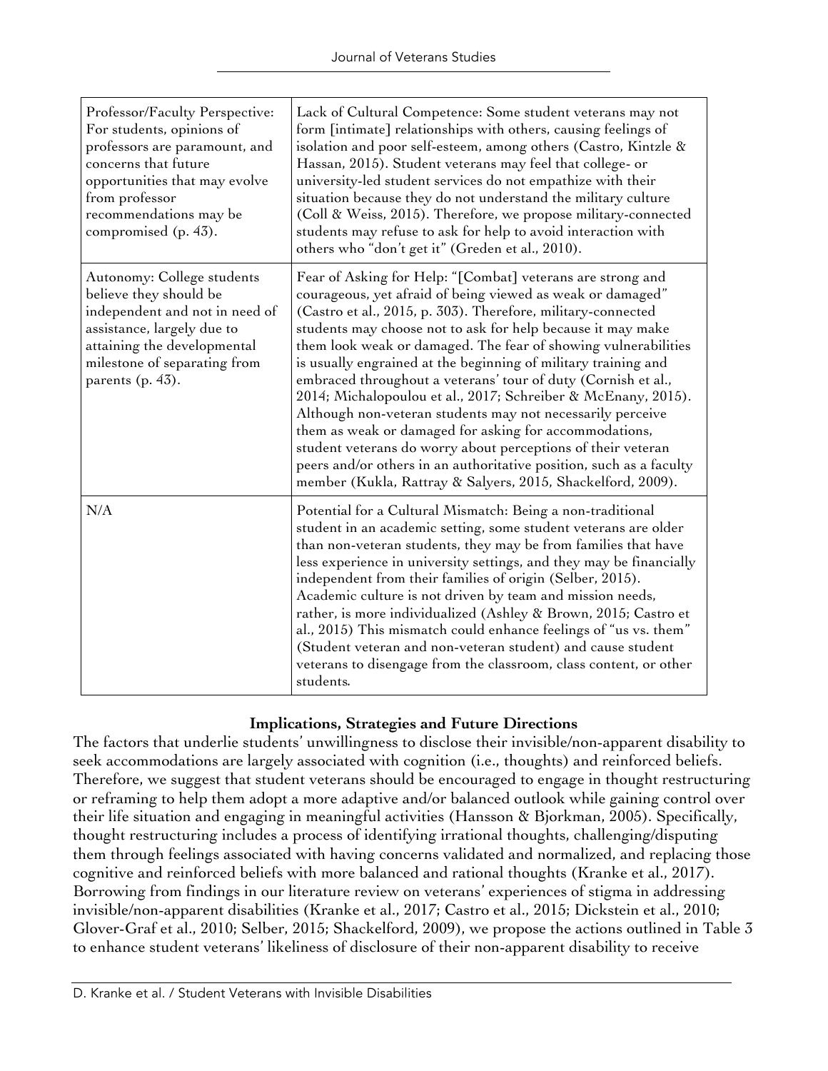| | |
|---|---|
| Professor/Faculty Perspective: For students, opinions of professors are paramount, and concerns that future opportunities that may evolve from professor recommendations may be compromised (p. 43). | Lack of Cultural Competence: Some student veterans may not form [intimate] relationships with others, causing feelings of isolation and poor self-esteem, among others (Castro, Kintzle & Hassan, 2015). Student veterans may feel that college- or university-led student services do not empathize with their situation because they do not understand the military culture (Coll & Weiss, 2015). Therefore, we propose military-connected students may refuse to ask for help to avoid interaction with others who "don't get it" (Greden et al., 2010). |
| Autonomy: College students believe they should be independent and not in need of assistance, largely due to attaining the developmental milestone of separating from parents (p. 43). | Fear of Asking for Help: "[Combat] veterans are strong and courageous, yet afraid of being viewed as weak or damaged" (Castro et al., 2015, p. 303). Therefore, military-connected students may choose not to ask for help because it may make them look weak or damaged. The fear of showing vulnerabilities is usually engrained at the beginning of military training and embraced throughout a veterans' tour of duty (Cornish et al., 2014; Michalopoulou et al., 2017; Schreiber & McEnany, 2015). Although non-veteran students may not necessarily perceive them as weak or damaged for asking for accommodations, student veterans do worry about perceptions of their veteran peers and/or others in an authoritative position, such as a faculty member (Kukla, Rattray & Salyers, 2015, Shackelford, 2009). |
| N/A | Potential for a Cultural Mismatch: Being a non-traditional student in an academic setting, some student veterans are older than non-veteran students, they may be from families that have less experience in university settings, and they may be financially independent from their families of origin (Selber, 2015). Academic culture is not driven by team and mission needs, rather, is more individualized (Ashley & Brown, 2015; Castro et al., 2015) This mismatch could enhance feelings of "us vs. them" (Student veteran and non-veteran student) and cause student veterans to disengage from the classroom, class content, or other students. |

## Implications, Strategies and Future Directions

The factors that underlie students' unwillingness to disclose their invisible/non-apparent disability to seek accommodations are largely associated with cognition (i.e., thoughts) and reinforced beliefs. Therefore, we suggest that student veterans should be encouraged to engage in thought restructuring or reframing to help them adopt a more adaptive and/or balanced outlook while gaining control over their life situation and engaging in meaningful activities (Hansson & Bjorkman, 2005). Specifically, thought restructuring includes a process of identifying irrational thoughts, challenging/disputing them through feelings associated with having concerns validated and normalized, and replacing those cognitive and reinforced beliefs with more balanced and rational thoughts (Kranke et al., 2017). Borrowing from findings in our literature review on veterans' experiences of stigma in addressing invisible/non-apparent disabilities (Kranke et al., 2017; Castro et al., 2015; Dickstein et al., 2010; Glover-Graf et al., 2010; Selber, 2015; Shackelford, 2009), we propose the actions outlined in Table 3 to enhance student veterans' likeliness of disclosure of their non-apparent disability to receive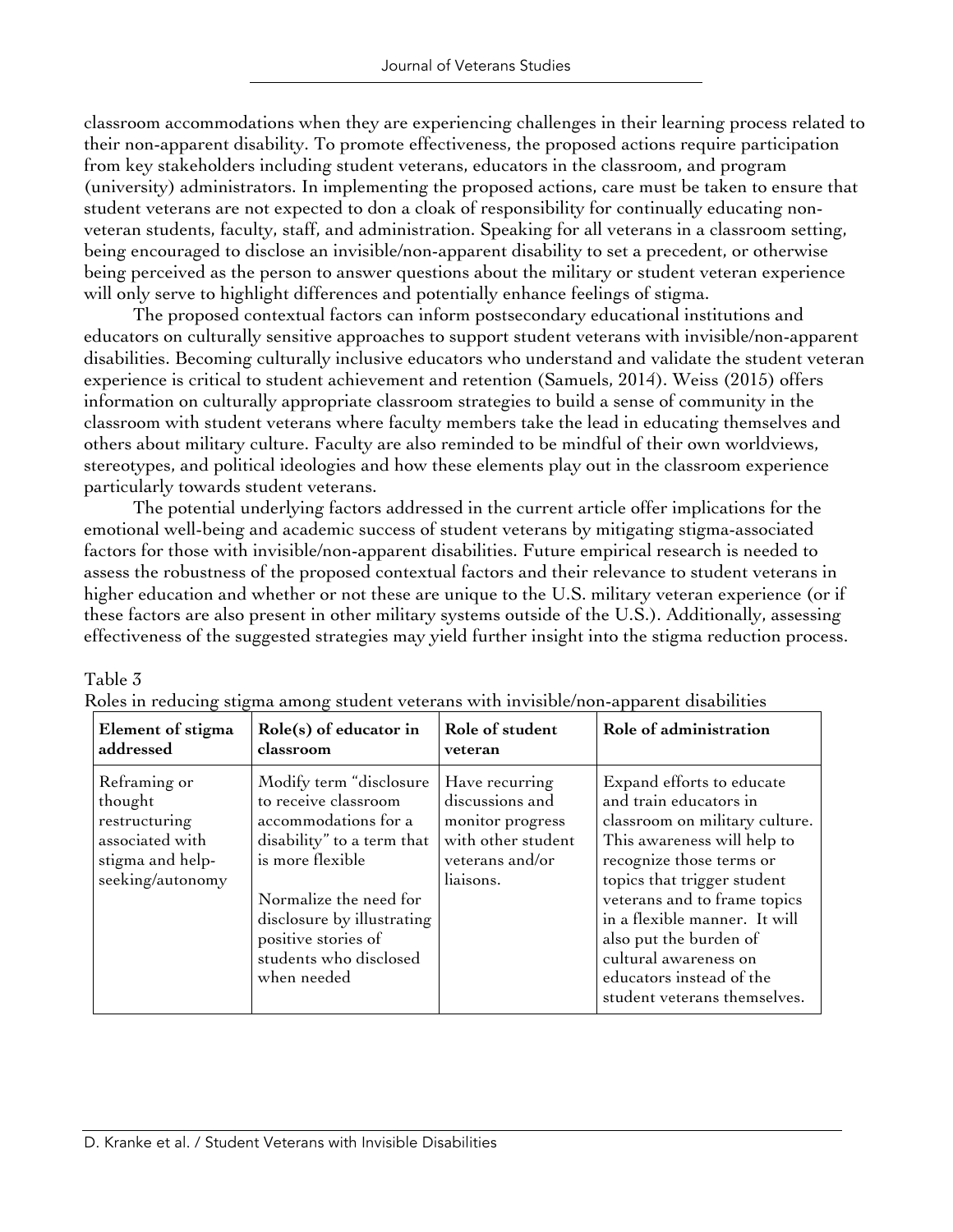classroom accommodations when they are experiencing challenges in their learning process related to their non-apparent disability. To promote effectiveness, the proposed actions require participation from key stakeholders including student veterans, educators in the classroom, and program (university) administrators. In implementing the proposed actions, care must be taken to ensure that student veterans are not expected to don a cloak of responsibility for continually educating non-veteran students, faculty, staff, and administration. Speaking for all veterans in a classroom setting, being encouraged to disclose an invisible/non-apparent disability to set a precedent, or otherwise being perceived as the person to answer questions about the military or student veteran experience will only serve to highlight differences and potentially enhance feelings of stigma.

The proposed contextual factors can inform postsecondary educational institutions and educators on culturally sensitive approaches to support student veterans with invisible/non-apparent disabilities. Becoming culturally inclusive educators who understand and validate the student veteran experience is critical to student achievement and retention (Samuels, 2014). Weiss (2015) offers information on culturally appropriate classroom strategies to build a sense of community in the classroom with student veterans where faculty members take the lead in educating themselves and others about military culture. Faculty are also reminded to be mindful of their own worldviews, stereotypes, and political ideologies and how these elements play out in the classroom experience particularly towards student veterans.

The potential underlying factors addressed in the current article offer implications for the emotional well-being and academic success of student veterans by mitigating stigma-associated factors for those with invisible/non-apparent disabilities. Future empirical research is needed to assess the robustness of the proposed contextual factors and their relevance to student veterans in higher education and whether or not these are unique to the U.S. military veteran experience (or if these factors are also present in other military systems outside of the U.S.). Additionally, assessing effectiveness of the suggested strategies may yield further insight into the stigma reduction process.

Table 3
Roles in reducing stigma among student veterans with invisible/non-apparent disabilities

| Element of stigma addressed | Role(s) of educator in classroom | Role of student veteran | Role of administration |
|---|---|---|---|
| Reframing or thought restructuring associated with stigma and help-seeking/autonomy | Modify term "disclosure to receive classroom accommodations for a disability" to a term that is more flexible<br><br>Normalize the need for disclosure by illustrating positive stories of students who disclosed when needed | Have recurring discussions and monitor progress with other student veterans and/or liaisons. | Expand efforts to educate and train educators in classroom on military culture. This awareness will help to recognize those terms or topics that trigger student veterans and to frame topics in a flexible manner. It will also put the burden of cultural awareness on educators instead of the student veterans themselves. |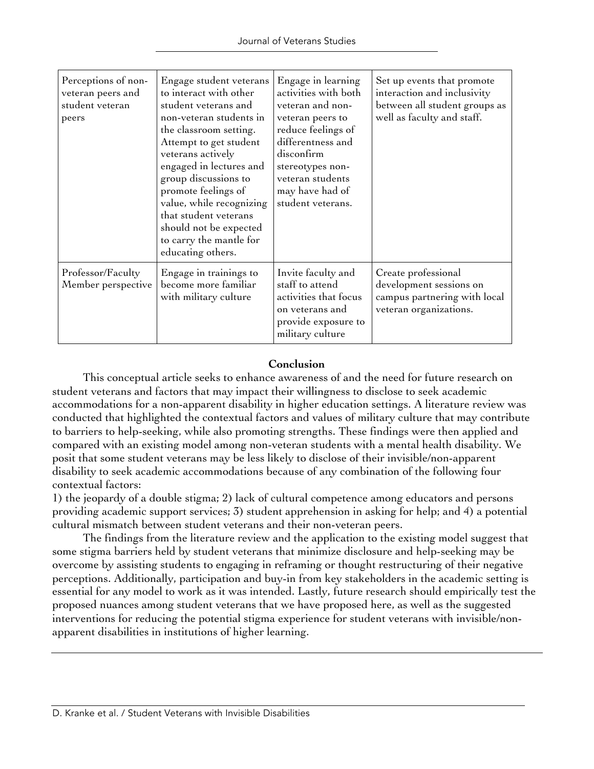| | | | |
|---|---|---|---|
| Perceptions of non-veteran peers and student veteran peers | Engage student veterans to interact with other student veterans and non-veteran students in the classroom setting. Attempt to get student veterans actively engaged in lectures and group discussions to promote feelings of value, while recognizing that student veterans should not be expected to carry the mantle for educating others. | Engage in learning activities with both veteran and non-veteran peers to reduce feelings of differentness and disconfirm stereotypes non-veteran students may have had of student veterans. | Set up events that promote interaction and inclusivity between all student groups as well as faculty and staff. |
| Professor/Faculty Member perspective | Engage in trainings to become more familiar with military culture | Invite faculty and staff to attend activities that focus on veterans and provide exposure to military culture | Create professional development sessions on campus partnering with local veteran organizations. |

## Conclusion

This conceptual article seeks to enhance awareness of and the need for future research on student veterans and factors that may impact their willingness to disclose to seek academic accommodations for a non-apparent disability in higher education settings. A literature review was conducted that highlighted the contextual factors and values of military culture that may contribute to barriers to help-seeking, while also promoting strengths. These findings were then applied and compared with an existing model among non-veteran students with a mental health disability. We posit that some student veterans may be less likely to disclose of their invisible/non-apparent disability to seek academic accommodations because of any combination of the following four contextual factors:

1) the jeopardy of a double stigma; 2) lack of cultural competence among educators and persons providing academic support services; 3) student apprehension in asking for help; and 4) a potential cultural mismatch between student veterans and their non-veteran peers.

The findings from the literature review and the application to the existing model suggest that some stigma barriers held by student veterans that minimize disclosure and help-seeking may be overcome by assisting students to engaging in reframing or thought restructuring of their negative perceptions. Additionally, participation and buy-in from key stakeholders in the academic setting is essential for any model to work as it was intended. Lastly, future research should empirically test the proposed nuances among student veterans that we have proposed here, as well as the suggested interventions for reducing the potential stigma experience for student veterans with invisible/non-apparent disabilities in institutions of higher learning.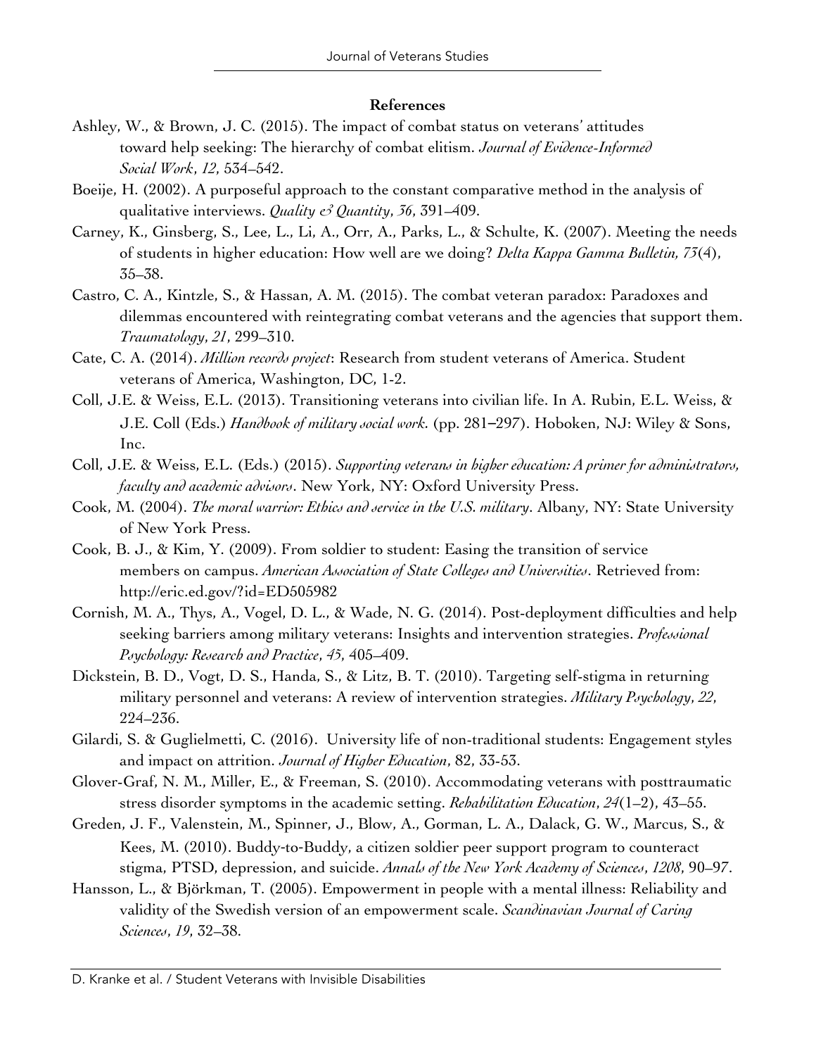**References**

Ashley, W., & Brown, J. C. (2015). The impact of combat status on veterans' attitudes toward help seeking: The hierarchy of combat elitism. *Journal of Evidence-Informed Social Work*, *12*, 534–542.

Boeije, H. (2002). A purposeful approach to the constant comparative method in the analysis of qualitative interviews. *Quality & Quantity*, *36*, 391–409.

Carney, K., Ginsberg, S., Lee, L., Li, A., Orr, A., Parks, L., & Schulte, K. (2007). Meeting the needs of students in higher education: How well are we doing? *Delta Kappa Gamma Bulletin, 73*(4), 35–38.

Castro, C. A., Kintzle, S., & Hassan, A. M. (2015). The combat veteran paradox: Paradoxes and dilemmas encountered with reintegrating combat veterans and the agencies that support them. *Traumatology*, *21*, 299–310.

Cate, C. A. (2014). *Million records project*: Research from student veterans of America. Student veterans of America, Washington, DC, 1-2.

Coll, J.E. & Weiss, E.L. (2013). Transitioning veterans into civilian life. In A. Rubin, E.L. Weiss, & J.E. Coll (Eds.) *Handbook of military social work.* (pp. 281–297). Hoboken, NJ: Wiley & Sons, Inc.

Coll, J.E. & Weiss, E.L. (Eds.) (2015). *Supporting veterans in higher education: A primer for administrators, faculty and academic advisors*. New York, NY: Oxford University Press.

Cook, M. (2004). *The moral warrior: Ethics and service in the U.S. military*. Albany, NY: State University of New York Press.

Cook, B. J., & Kim, Y. (2009). From soldier to student: Easing the transition of service members on campus. *American Association of State Colleges and Universities*. Retrieved from: http://eric.ed.gov/?id=ED505982

Cornish, M. A., Thys, A., Vogel, D. L., & Wade, N. G. (2014). Post-deployment difficulties and help seeking barriers among military veterans: Insights and intervention strategies. *Professional Psychology: Research and Practice*, *45*, 405–409.

Dickstein, B. D., Vogt, D. S., Handa, S., & Litz, B. T. (2010). Targeting self-stigma in returning military personnel and veterans: A review of intervention strategies. *Military Psychology*, *22*, 224–236.

Gilardi, S. & Guglielmetti, C. (2016). University life of non-traditional students: Engagement styles and impact on attrition. *Journal of Higher Education*, 82, 33-53.

Glover-Graf, N. M., Miller, E., & Freeman, S. (2010). Accommodating veterans with posttraumatic stress disorder symptoms in the academic setting. *Rehabilitation Education*, *24*(1–2), 43–55.

Greden, J. F., Valenstein, M., Spinner, J., Blow, A., Gorman, L. A., Dalack, G. W., Marcus, S., & Kees, M. (2010). Buddy-to-Buddy, a citizen soldier peer support program to counteract stigma, PTSD, depression, and suicide. *Annals of the New York Academy of Sciences*, *1208*, 90–97.

Hansson, L., & Björkman, T. (2005). Empowerment in people with a mental illness: Reliability and validity of the Swedish version of an empowerment scale. *Scandinavian Journal of Caring Sciences*, *19*, 32–38.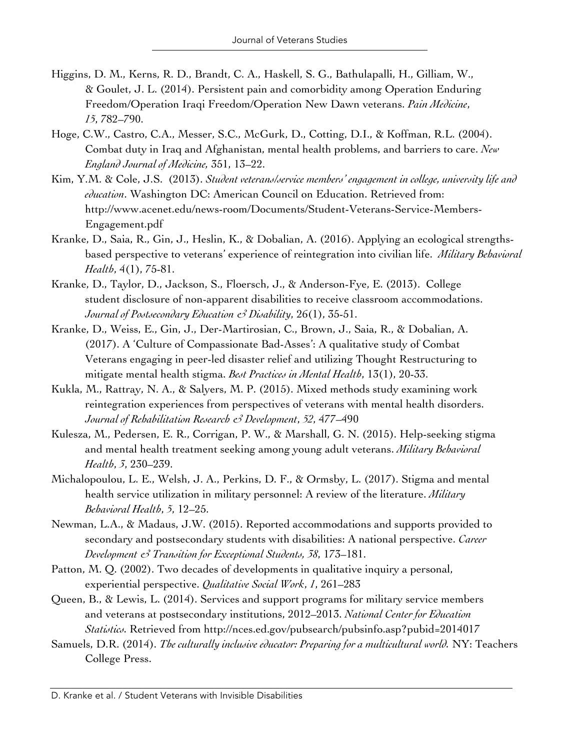Higgins, D. M., Kerns, R. D., Brandt, C. A., Haskell, S. G., Bathulapalli, H., Gilliam, W., & Goulet, J. L. (2014). Persistent pain and comorbidity among Operation Enduring Freedom/Operation Iraqi Freedom/Operation New Dawn veterans. *Pain Medicine*, *15*, 782–790.

Hoge, C.W., Castro, C.A., Messer, S.C., McGurk, D., Cotting, D.I., & Koffman, R.L. (2004). Combat duty in Iraq and Afghanistan, mental health problems, and barriers to care. *New England Journal of Medicine,* 351, 13–22.

Kim, Y.M. & Cole, J.S. (2013). *Student veterans/service members' engagement in college, university life and education*. Washington DC: American Council on Education. Retrieved from: http://www.acenet.edu/news-room/Documents/Student-Veterans-Service-Members-Engagement.pdf

Kranke, D., Saia, R., Gin, J., Heslin, K., & Dobalian, A. (2016). Applying an ecological strengths-based perspective to veterans' experience of reintegration into civilian life. *Military Behavioral Health*, *4*(1), 75-81.

Kranke, D., Taylor, D., Jackson, S., Floersch, J., & Anderson-Fye, E. (2013). College student disclosure of non-apparent disabilities to receive classroom accommodations. *Journal of Postsecondary Education & Disability*, 26(1), 35-51.

Kranke, D., Weiss, E., Gin, J., Der-Martirosian, C., Brown, J., Saia, R., & Dobalian, A. (2017). A 'Culture of Compassionate Bad-Asses': A qualitative study of Combat Veterans engaging in peer-led disaster relief and utilizing Thought Restructuring to mitigate mental health stigma. *Best Practices in Mental Health*, 13(1), 20-33.

Kukla, M., Rattray, N. A., & Salyers, M. P. (2015). Mixed methods study examining work reintegration experiences from perspectives of veterans with mental health disorders. *Journal of Rehabilitation Research & Development*, *52*, 477–490

Kulesza, M., Pedersen, E. R., Corrigan, P. W., & Marshall, G. N. (2015). Help-seeking stigma and mental health treatment seeking among young adult veterans. *Military Behavioral Health*, *3*, 230–239.

Michalopoulou, L. E., Welsh, J. A., Perkins, D. F., & Ormsby, L. (2017). Stigma and mental health service utilization in military personnel: A review of the literature. *Military Behavioral Health*, *5,* 12–25.

Newman, L.A., & Madaus, J.W. (2015). Reported accommodations and supports provided to secondary and postsecondary students with disabilities: A national perspective. *Career Development & Transition for Exceptional Students, 38*, 173–181.

Patton, M. Q. (2002). Two decades of developments in qualitative inquiry a personal, experiential perspective. *Qualitative Social Work*, *1*, 261–283

Queen, B., & Lewis, L. (2014). Services and support programs for military service members and veterans at postsecondary institutions, 2012–2013. *National Center for Education Statistics.* Retrieved from http://nces.ed.gov/pubsearch/pubsinfo.asp?pubid=2014017

Samuels, D.R. (2014). *The culturally inclusive educator: Preparing for a multicultural world.* NY: Teachers College Press.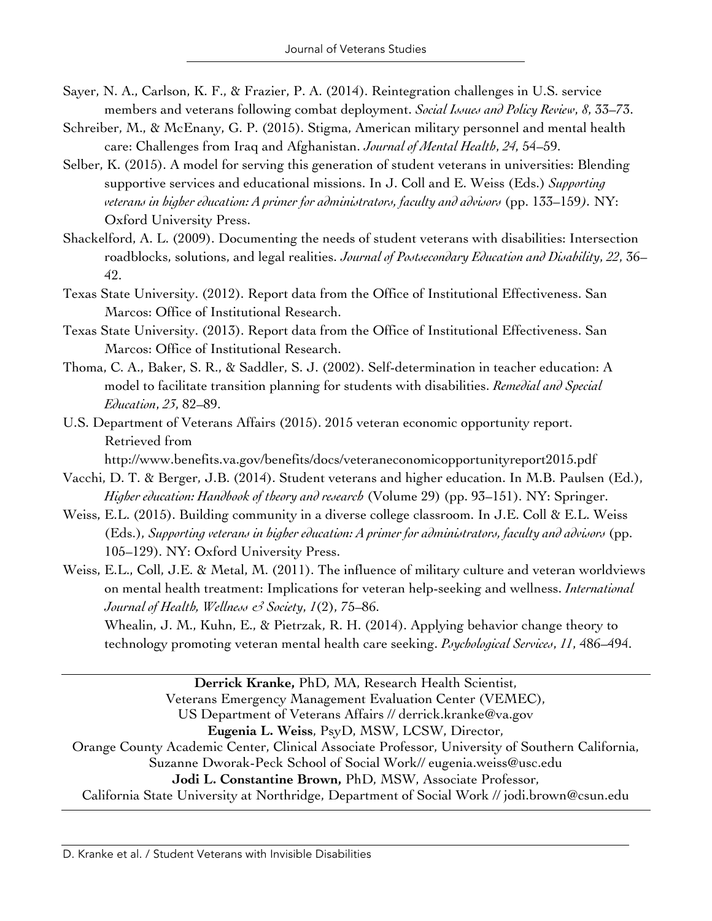Sayer, N. A., Carlson, K. F., & Frazier, P. A. (2014). Reintegration challenges in U.S. service members and veterans following combat deployment. *Social Issues and Policy Review*, *8*, 33–73.

Schreiber, M., & McEnany, G. P. (2015). Stigma, American military personnel and mental health care: Challenges from Iraq and Afghanistan. *Journal of Mental Health*, *24*, 54–59.

Selber, K. (2015). A model for serving this generation of student veterans in universities: Blending supportive services and educational missions. In J. Coll and E. Weiss (Eds.) *Supporting veterans in higher education: A primer for administrators, faculty and advisors* (pp. 133–159). NY: Oxford University Press.

Shackelford, A. L. (2009). Documenting the needs of student veterans with disabilities: Intersection roadblocks, solutions, and legal realities. *Journal of Postsecondary Education and Disability*, *22*, 36–42.

Texas State University. (2012). Report data from the Office of Institutional Effectiveness. San Marcos: Office of Institutional Research.

Texas State University. (2013). Report data from the Office of Institutional Effectiveness. San Marcos: Office of Institutional Research.

Thoma, C. A., Baker, S. R., & Saddler, S. J. (2002). Self-determination in teacher education: A model to facilitate transition planning for students with disabilities. *Remedial and Special Education*, *23*, 82–89.

U.S. Department of Veterans Affairs (2015). 2015 veteran economic opportunity report. Retrieved from http://www.benefits.va.gov/benefits/docs/veteraneconomicopportunityreport2015.pdf

Vacchi, D. T. & Berger, J.B. (2014). Student veterans and higher education. In M.B. Paulsen (Ed.), *Higher education: Handbook of theory and research* (Volume 29) (pp. 93–151). NY: Springer.

Weiss, E.L. (2015). Building community in a diverse college classroom. In J.E. Coll & E.L. Weiss (Eds.), *Supporting veterans in higher education: A primer for administrators, faculty and advisors* (pp. 105–129). NY: Oxford University Press.

Weiss, E.L., Coll, J.E. & Metal, M. (2011). The influence of military culture and veteran worldviews on mental health treatment: Implications for veteran help-seeking and wellness. *International Journal of Health, Wellness & Society*, *1*(2), 75–86.

Whealin, J. M., Kuhn, E., & Pietrzak, R. H. (2014). Applying behavior change theory to technology promoting veteran mental health care seeking. *Psychological Services*, *11*, 486–494.

---

**Derrick Kranke,** PhD, MA, Research Health Scientist,
Veterans Emergency Management Evaluation Center (VEMEC),
US Department of Veterans Affairs // derrick.kranke@va.gov

**Eugenia L. Weiss**, PsyD, MSW, LCSW, Director,
Orange County Academic Center, Clinical Associate Professor, University of Southern California, Suzanne Dworak-Peck School of Social Work// eugenia.weiss@usc.edu

**Jodi L. Constantine Brown,** PhD, MSW, Associate Professor,
California State University at Northridge, Department of Social Work // jodi.brown@csun.edu